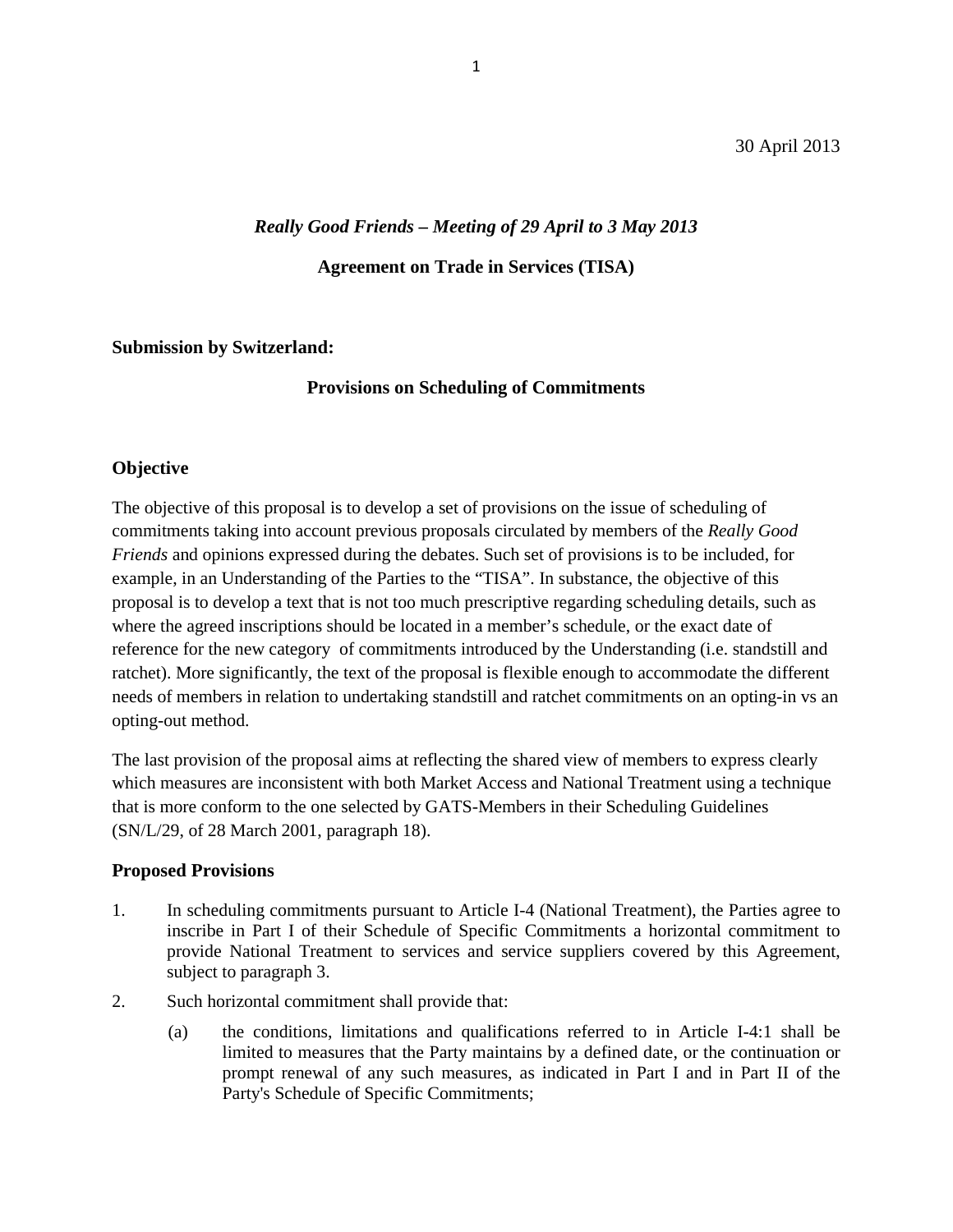30 April 2013

*Really Good Friends – Meeting of 29 April to 3 May 2013*

**Agreement on Trade in Services (TISA)**

**Submission by Switzerland:**

**Provisions on Scheduling of Commitments**

## Objective

The objective of this proposal is to develop a set of provisions on the issue of scheduling of commitments taking into account previous proposals circulated by members of the *Really Good Friends* and opinions expressed during the debates. Such set of provisions is to be included, for example, in an Understanding of the Parties to the "TISA". In substance, the objective of this proposal is to develop a text that is not too much prescriptive regarding scheduling details, such as where the agreed inscriptions should be located in a member's schedule, or the exact date of reference for the new category of commitments introduced by the Understanding (i.e. standstill and ratchet). More significantly, the text of the proposal is flexible enough to accommodate the different needs of members in relation to undertaking standstill and ratchet commitments on an opting-in vs an opting-out method.

The last provision of the proposal aims at reflecting the shared view of members to express clearly which measures are inconsistent with both Market Access and National Treatment using a technique that is more conform to the one selected by GATS-Members in their Scheduling Guidelines (SN/L/29, of 28 March 2001, paragraph 18).

## Proposed Provisions

1. In scheduling commitments pursuant to Article I-4 (National Treatment), the Parties agree to inscribe in Part I of their Schedule of Specific Commitments a horizontal commitment to provide National Treatment to services and service suppliers covered by this Agreement, subject to paragraph 3.

2. Such horizontal commitment shall provide that:

   (a) the conditions, limitations and qualifications referred to in Article I-4:1 shall be limited to measures that the Party maintains by a defined date, or the continuation or prompt renewal of any such measures, as indicated in Part I and in Part II of the Party's Schedule of Specific Commitments;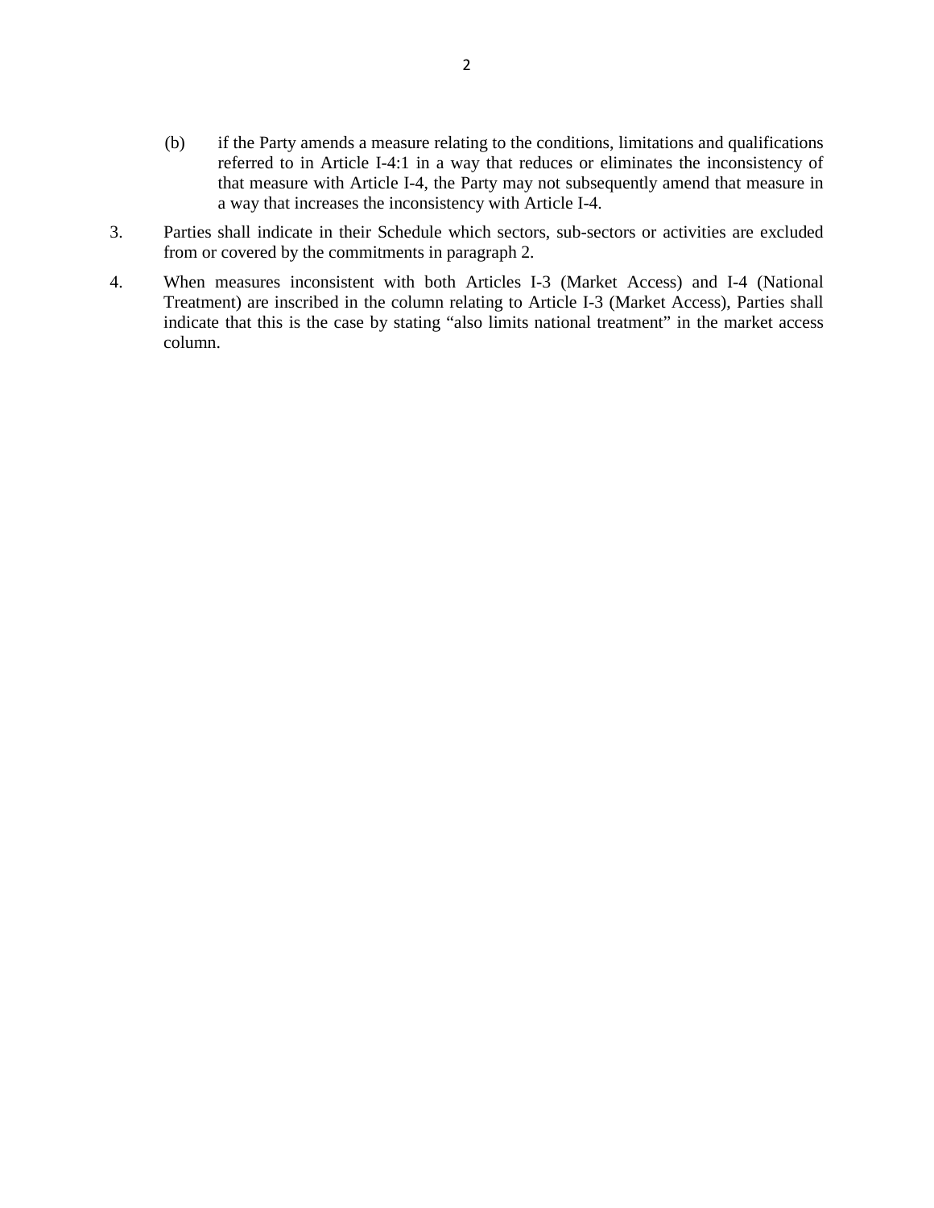(b) if the Party amends a measure relating to the conditions, limitations and qualifications referred to in Article I-4:1 in a way that reduces or eliminates the inconsistency of that measure with Article I-4, the Party may not subsequently amend that measure in a way that increases the inconsistency with Article I-4.

3. Parties shall indicate in their Schedule which sectors, sub-sectors or activities are excluded from or covered by the commitments in paragraph 2.

4. When measures inconsistent with both Articles I-3 (Market Access) and I-4 (National Treatment) are inscribed in the column relating to Article I-3 (Market Access), Parties shall indicate that this is the case by stating "also limits national treatment" in the market access column.